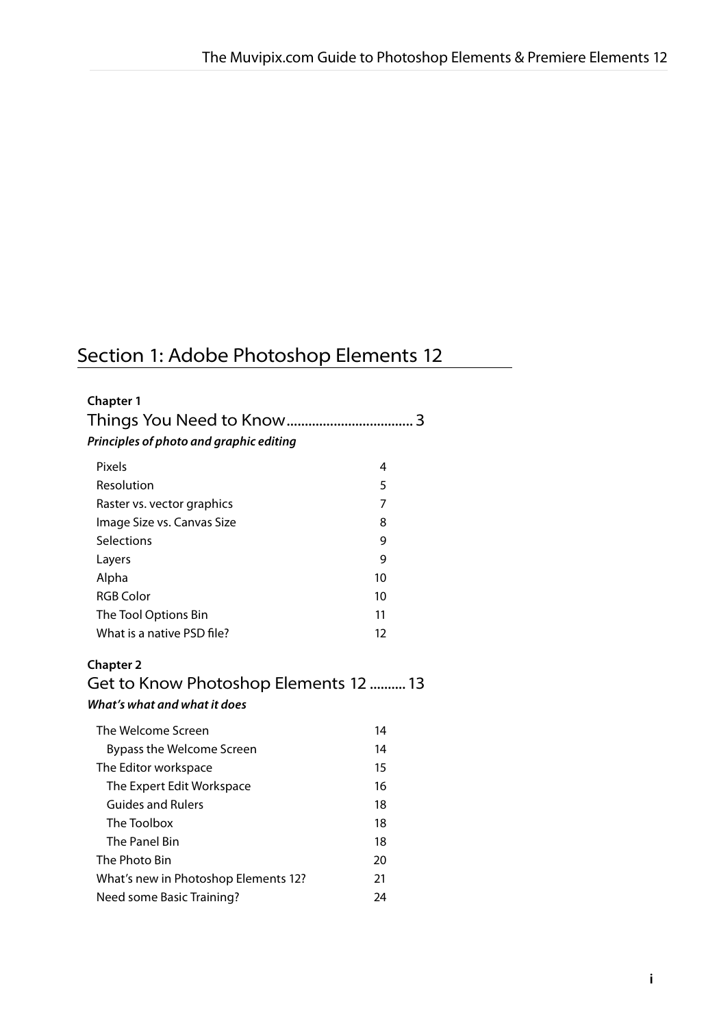# Section 1: Adobe Photoshop Elements 12

**Chapter 1**

## Things You Need to Know .................................. 3

***Principles of photo and graphic editing***

| | |
|---|---|
| Pixels | 4 |
| Resolution | 5 |
| Raster vs. vector graphics | 7 |
| Image Size vs. Canvas Size | 8 |
| Selections | 9 |
| Layers | 9 |
| Alpha | 10 |
| RGB Color | 10 |
| The Tool Options Bin | 11 |
| What is a native PSD file? | 12 |

**Chapter 2**

## Get to Know Photoshop Elements 12 .......... 13

***What's what and what it does***

| | |
|---|---|
| The Welcome Screen | 14 |
| Bypass the Welcome Screen | 14 |
| The Editor workspace | 15 |
| The Expert Edit Workspace | 16 |
| Guides and Rulers | 18 |
| The Toolbox | 18 |
| The Panel Bin | 18 |
| The Photo Bin | 20 |
| What's new in Photoshop Elements 12? | 21 |
| Need some Basic Training? | 24 |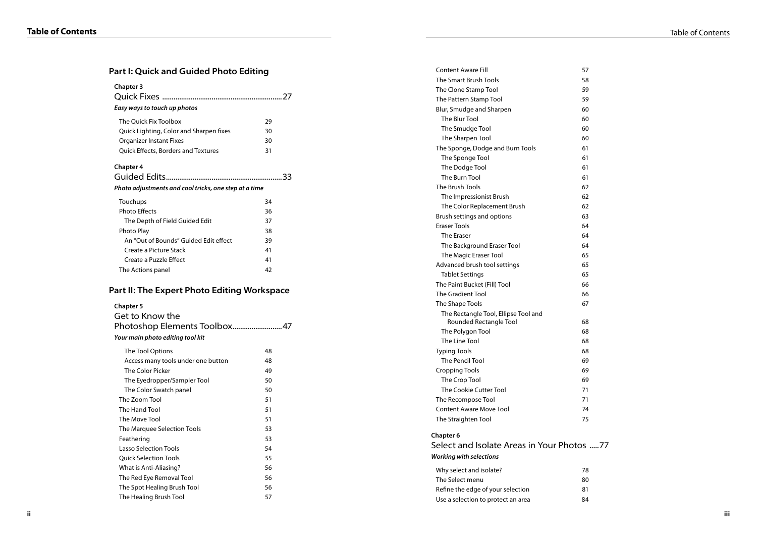## Part I: Quick and Guided Photo Editing

### Chapter 3

Quick Fixes ..............................................................27

***Easy ways to touch up photos***

| | |
|---|---|
| The Quick Fix Toolbox | 29 |
| Quick Lighting, Color and Sharpen fixes | 30 |
| Organizer Instant Fixes | 30 |
| Quick Effects, Borders and Textures | 31 |

### Chapter 4

Guided Edits............................................................33

***Photo adjustments and cool tricks, one step at a time***

| | |
|---|---|
| Touchups | 34 |
| Photo Effects | 36 |
| The Depth of Field Guided Edit | 37 |
| Photo Play | 38 |
| An “Out of Bounds” Guided Edit effect | 39 |
| Create a Picture Stack | 41 |
| Create a Puzzle Effect | 41 |
| The Actions panel | 42 |

## Part II: The Expert Photo Editing Workspace

### Chapter 5

Get to Know the Photoshop Elements Toolbox..........................47

***Your main photo editing tool kit***

| | |
|---|---|
| The Tool Options | 48 |
| Access many tools under one button | 48 |
| The Color Picker | 49 |
| The Eyedropper/Sampler Tool | 50 |
| The Color Swatch panel | 50 |
| The Zoom Tool | 51 |
| The Hand Tool | 51 |
| The Move Tool | 51 |
| The Marquee Selection Tools | 53 |
| Feathering | 53 |
| Lasso Selection Tools | 54 |
| Quick Selection Tools | 55 |
| What is Anti-Aliasing? | 56 |
| The Red Eye Removal Tool | 56 |
| The Spot Healing Brush Tool | 56 |
| The Healing Brush Tool | 57 |
| Content Aware Fill | 57 |
| The Smart Brush Tools | 58 |
| The Clone Stamp Tool | 59 |
| The Pattern Stamp Tool | 59 |
| Blur, Smudge and Sharpen | 60 |
| The Blur Tool | 60 |
| The Smudge Tool | 60 |
| The Sharpen Tool | 60 |
| The Sponge, Dodge and Burn Tools | 61 |
| The Sponge Tool | 61 |
| The Dodge Tool | 61 |
| The Burn Tool | 61 |
| The Brush Tools | 62 |
| The Impressionist Brush | 62 |
| The Color Replacement Brush | 62 |
| Brush settings and options | 63 |
| Eraser Tools | 64 |
| The Eraser | 64 |
| The Background Eraser Tool | 64 |
| The Magic Eraser Tool | 65 |
| Advanced brush tool settings | 65 |
| Tablet Settings | 65 |
| The Paint Bucket (Fill) Tool | 66 |
| The Gradient Tool | 66 |
| The Shape Tools | 67 |
| The Rectangle Tool, Ellipse Tool and Rounded Rectangle Tool | 68 |
| The Polygon Tool | 68 |
| The Line Tool | 68 |
| Typing Tools | 68 |
| The Pencil Tool | 69 |
| Cropping Tools | 69 |
| The Crop Tool | 69 |
| The Cookie Cutter Tool | 71 |
| The Recompose Tool | 71 |
| Content Aware Move Tool | 74 |
| The Straighten Tool | 75 |

### Chapter 6

Select and Isolate Areas in Your Photos .....77

***Working with selections***

| | |
|---|---|
| Why select and isolate? | 78 |
| The Select menu | 80 |
| Refine the edge of your selection | 81 |
| Use a selection to protect an area | 84 |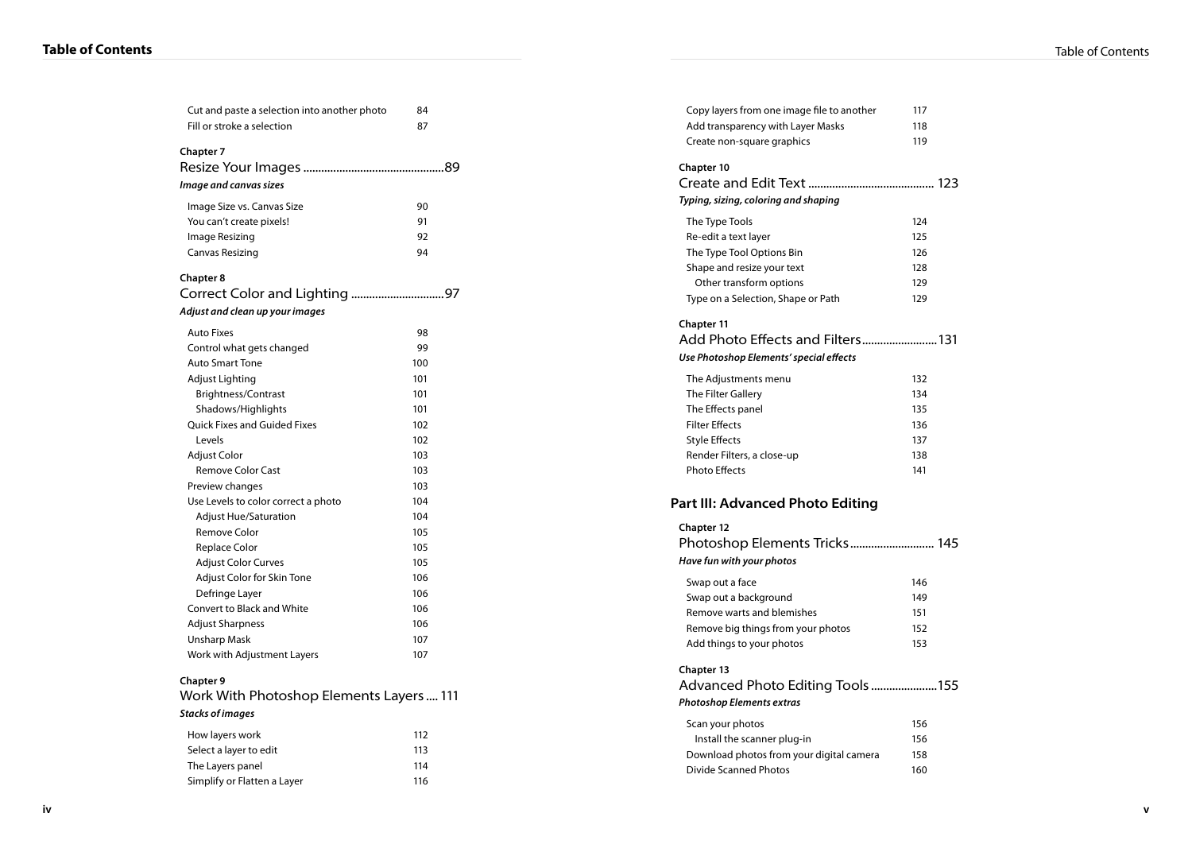| | |
|---|---|
| Cut and paste a selection into another photo | 84 |
| Fill or stroke a selection | 87 |

**Chapter 7**

## Resize Your Images ..............................................89

***Image and canvas sizes***

| | |
|---|---|
| Image Size vs. Canvas Size | 90 |
| You can't create pixels! | 91 |
| Image Resizing | 92 |
| Canvas Resizing | 94 |

**Chapter 8**

## Correct Color and Lighting ...............................97

***Adjust and clean up your images***

| | |
|---|---|
| Auto Fixes | 98 |
| Control what gets changed | 99 |
| Auto Smart Tone | 100 |
| Adjust Lighting | 101 |
| Brightness/Contrast | 101 |
| Shadows/Highlights | 101 |
| Quick Fixes and Guided Fixes | 102 |
| Levels | 102 |
| Adjust Color | 103 |
| Remove Color Cast | 103 |
| Preview changes | 103 |
| Use Levels to color correct a photo | 104 |
| Adjust Hue/Saturation | 104 |
| Remove Color | 105 |
| Replace Color | 105 |
| Adjust Color Curves | 105 |
| Adjust Color for Skin Tone | 106 |
| Defringe Layer | 106 |
| Convert to Black and White | 106 |
| Adjust Sharpness | 106 |
| Unsharp Mask | 107 |
| Work with Adjustment Layers | 107 |

**Chapter 9**

## Work With Photoshop Elements Layers .... 111

***Stacks of images***

| | |
|---|---|
| How layers work | 112 |
| Select a layer to edit | 113 |
| The Layers panel | 114 |
| Simplify or Flatten a Layer | 116 |
| Copy layers from one image file to another | 117 |
| Add transparency with Layer Masks | 118 |
| Create non-square graphics | 119 |

**Chapter 10**

## Create and Edit Text .......................................... 123

***Typing, sizing, coloring and shaping***

| | |
|---|---|
| The Type Tools | 124 |
| Re-edit a text layer | 125 |
| The Type Tool Options Bin | 126 |
| Shape and resize your text | 128 |
| Other transform options | 129 |
| Type on a Selection, Shape or Path | 129 |

**Chapter 11**

## Add Photo Effects and Filters.........................131

***Use Photoshop Elements' special effects***

| | |
|---|---|
| The Adjustments menu | 132 |
| The Filter Gallery | 134 |
| The Effects panel | 135 |
| Filter Effects | 136 |
| Style Effects | 137 |
| Render Filters, a close-up | 138 |
| Photo Effects | 141 |

# Part III: Advanced Photo Editing

**Chapter 12**

## Photoshop Elements Tricks............................ 145

***Have fun with your photos***

| | |
|---|---|
| Swap out a face | 146 |
| Swap out a background | 149 |
| Remove warts and blemishes | 151 |
| Remove big things from your photos | 152 |
| Add things to your photos | 153 |

**Chapter 13**

## Advanced Photo Editing Tools ......................155

***Photoshop Elements extras***

| | |
|---|---|
| Scan your photos | 156 |
| Install the scanner plug-in | 156 |
| Download photos from your digital camera | 158 |
| Divide Scanned Photos | 160 |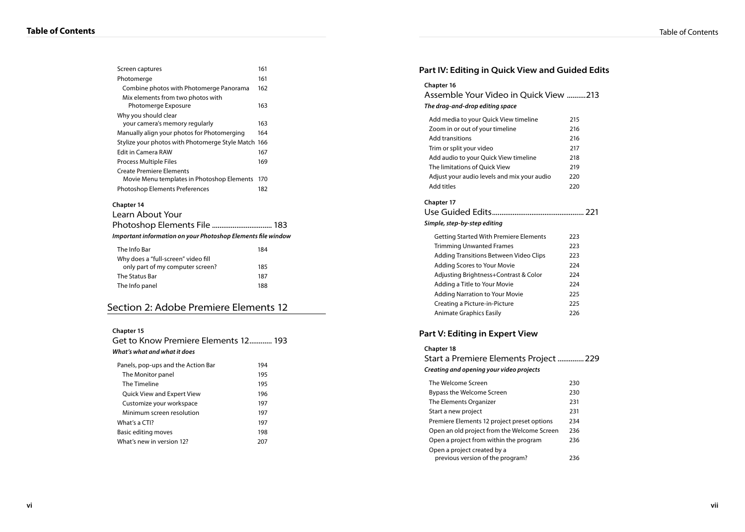| | |
|---|---|
| Screen captures | 161 |
| Photomerge | 161 |
| Combine photos with Photomerge Panorama | 162 |
| Mix elements from two photos with Photomerge Exposure | 163 |
| Why you should clear your camera's memory regularly | 163 |
| Manually align your photos for Photomerging | 164 |
| Stylize your photos with Photomerge Style Match | 166 |
| Edit in Camera RAW | 167 |
| Process Multiple Files | 169 |
| Create Premiere Elements Movie Menu templates in Photoshop Elements | 170 |
| Photoshop Elements Preferences | 182 |

**Chapter 14**

### Learn About Your Photoshop Elements File ................................ 183

***Important information on your Photoshop Elements file window***

| | |
|---|---|
| The Info Bar | 184 |
| Why does a "full-screen" video fill only part of my computer screen? | 185 |
| The Status Bar | 187 |
| The Info panel | 188 |

# Section 2: Adobe Premiere Elements 12

**Chapter 15**

### Get to Know Premiere Elements 12............ 193

***What's what and what it does***

| | |
|---|---|
| Panels, pop-ups and the Action Bar | 194 |
| The Monitor panel | 195 |
| The Timeline | 195 |
| Quick View and Expert View | 196 |
| Customize your workspace | 197 |
| Minimum screen resolution | 197 |
| What's a CTI? | 197 |
| Basic editing moves | 198 |
| What's new in version 12? | 207 |

## Part IV: Editing in Quick View and Guided Edits

**Chapter 16**

### Assemble Your Video in Quick View ..........213

***The drag-and-drop editing space***

| | |
|---|---|
| Add media to your Quick View timeline | 215 |
| Zoom in or out of your timeline | 216 |
| Add transitions | 216 |
| Trim or split your video | 217 |
| Add audio to your Quick View timeline | 218 |
| The limitations of Quick View | 219 |
| Adjust your audio levels and mix your audio | 220 |
| Add titles | 220 |

**Chapter 17**

### Use Guided Edits................................................ 221

***Simple, step-by-step editing***

| | |
|---|---|
| Getting Started With Premiere Elements | 223 |
| Trimming Unwanted Frames | 223 |
| Adding Transitions Between Video Clips | 223 |
| Adding Scores to Your Movie | 224 |
| Adjusting Brightness+Contrast & Color | 224 |
| Adding a Title to Your Movie | 224 |
| Adding Narration to Your Movie | 225 |
| Creating a Picture-in-Picture | 225 |
| Animate Graphics Easily | 226 |

## Part V: Editing in Expert View

**Chapter 18**

### Start a Premiere Elements Project .............229

***Creating and opening your video projects***

| | |
|---|---|
| The Welcome Screen | 230 |
| Bypass the Welcome Screen | 230 |
| The Elements Organizer | 231 |
| Start a new project | 231 |
| Premiere Elements 12 project preset options | 234 |
| Open an old project from the Welcome Screen | 236 |
| Open a project from within the program | 236 |
| Open a project created by a previous version of the program? | 236 |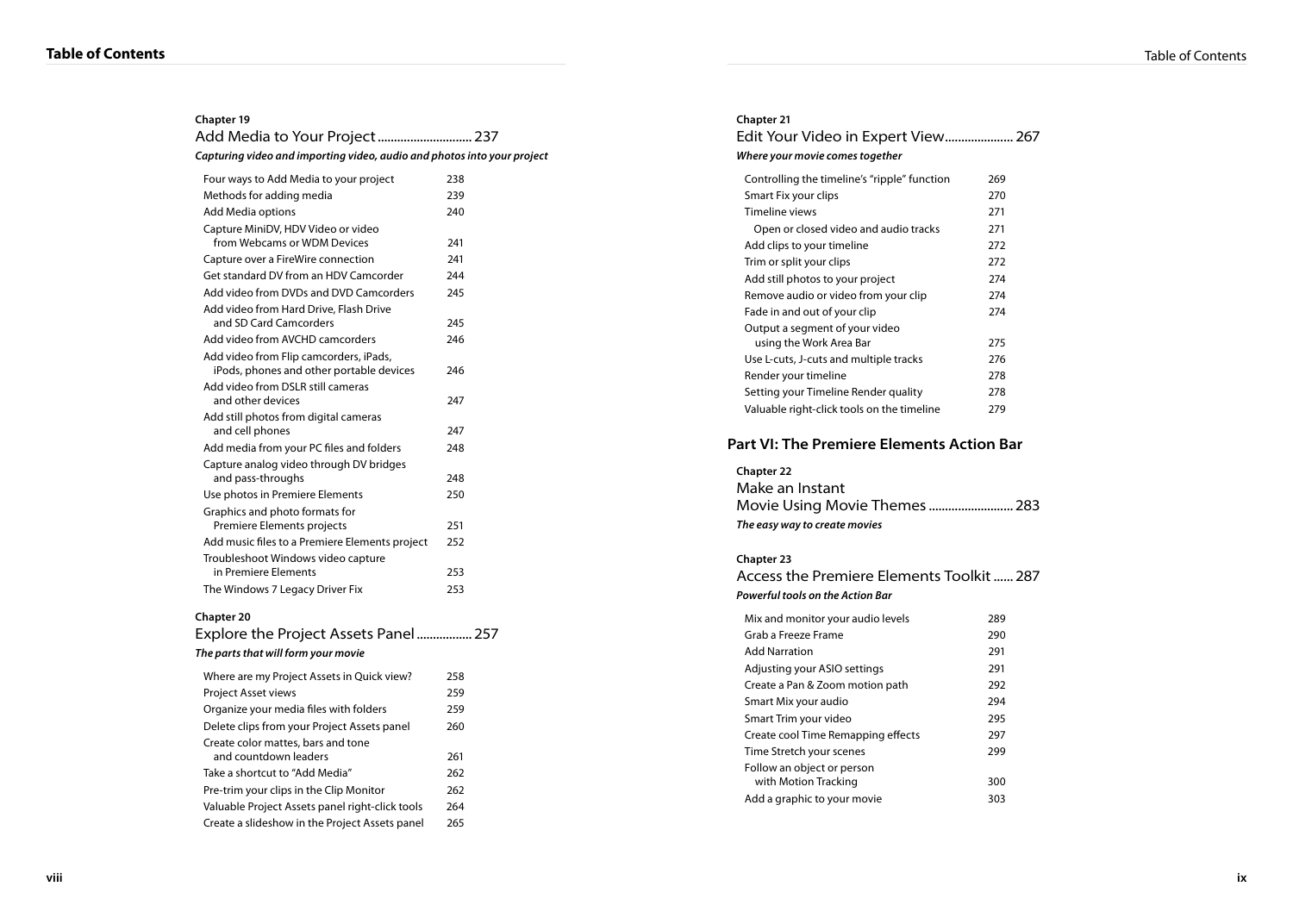**Chapter 19**

## Add Media to Your Project ............................ 237

***Capturing video and importing video, audio and photos into your project***

| | |
|---|---|
| Four ways to Add Media to your project | 238 |
| Methods for adding media | 239 |
| Add Media options | 240 |
| Capture MiniDV, HDV Video or video from Webcams or WDM Devices | 241 |
| Capture over a FireWire connection | 241 |
| Get standard DV from an HDV Camcorder | 244 |
| Add video from DVDs and DVD Camcorders | 245 |
| Add video from Hard Drive, Flash Drive and SD Card Camcorders | 245 |
| Add video from AVCHD camcorders | 246 |
| Add video from Flip camcorders, iPads, iPods, phones and other portable devices | 246 |
| Add video from DSLR still cameras and other devices | 247 |
| Add still photos from digital cameras and cell phones | 247 |
| Add media from your PC files and folders | 248 |
| Capture analog video through DV bridges and pass-throughs | 248 |
| Use photos in Premiere Elements | 250 |
| Graphics and photo formats for Premiere Elements projects | 251 |
| Add music files to a Premiere Elements project | 252 |
| Troubleshoot Windows video capture in Premiere Elements | 253 |
| The Windows 7 Legacy Driver Fix | 253 |

**Chapter 20**

## Explore the Project Assets Panel ................ 257

***The parts that will form your movie***

| | |
|---|---|
| Where are my Project Assets in Quick view? | 258 |
| Project Asset views | 259 |
| Organize your media files with folders | 259 |
| Delete clips from your Project Assets panel | 260 |
| Create color mattes, bars and tone and countdown leaders | 261 |
| Take a shortcut to "Add Media" | 262 |
| Pre-trim your clips in the Clip Monitor | 262 |
| Valuable Project Assets panel right-click tools | 264 |
| Create a slideshow in the Project Assets panel | 265 |

**Chapter 21**

## Edit Your Video in Expert View..................... 267

***Where your movie comes together***

| | |
|---|---|
| Controlling the timeline's "ripple" function | 269 |
| Smart Fix your clips | 270 |
| Timeline views | 271 |
| Open or closed video and audio tracks | 271 |
| Add clips to your timeline | 272 |
| Trim or split your clips | 272 |
| Add still photos to your project | 274 |
| Remove audio or video from your clip | 274 |
| Fade in and out of your clip | 274 |
| Output a segment of your video using the Work Area Bar | 275 |
| Use L-cuts, J-cuts and multiple tracks | 276 |
| Render your timeline | 278 |
| Setting your Timeline Render quality | 278 |
| Valuable right-click tools on the timeline | 279 |

# Part VI: The Premiere Elements Action Bar

**Chapter 22**

## Make an Instant Movie Using Movie Themes .......................... 283

***The easy way to create movies***

**Chapter 23**

## Access the Premiere Elements Toolkit ...... 287

***Powerful tools on the Action Bar***

| | |
|---|---|
| Mix and monitor your audio levels | 289 |
| Grab a Freeze Frame | 290 |
| Add Narration | 291 |
| Adjusting your ASIO settings | 291 |
| Create a Pan & Zoom motion path | 292 |
| Smart Mix your audio | 294 |
| Smart Trim your video | 295 |
| Create cool Time Remapping effects | 297 |
| Time Stretch your scenes | 299 |
| Follow an object or person with Motion Tracking | 300 |
| Add a graphic to your movie | 303 |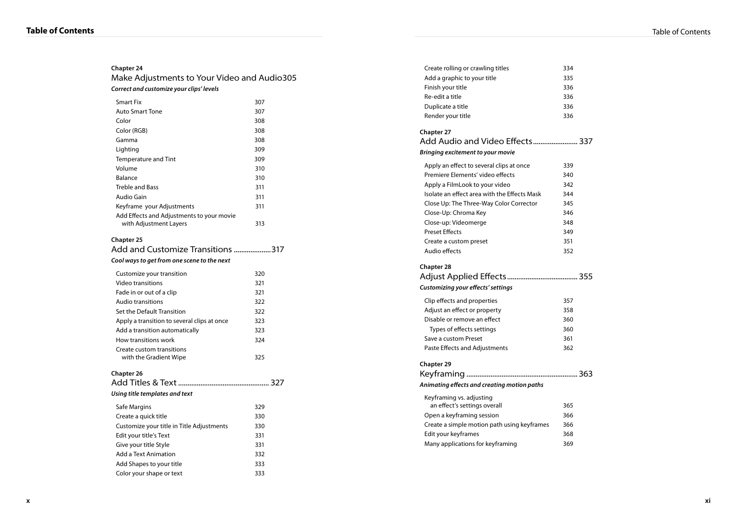**Chapter 24**

## Make Adjustments to Your Video and Audio305

***Correct and customize your clips' levels***

| | |
|---|---|
| Smart Fix | 307 |
| Auto Smart Tone | 307 |
| Color | 308 |
| Color (RGB) | 308 |
| Gamma | 308 |
| Lighting | 309 |
| Temperature and Tint | 309 |
| Volume | 310 |
| Balance | 310 |
| Treble and Bass | 311 |
| Audio Gain | 311 |
| Keyframe your Adjustments | 311 |
| Add Effects and Adjustments to your movie with Adjustment Layers | 313 |

**Chapter 25**

## Add and Customize Transitions ....................317

***Cool ways to get from one scene to the next***

| | |
|---|---|
| Customize your transition | 320 |
| Video transitions | 321 |
| Fade in or out of a clip | 321 |
| Audio transitions | 322 |
| Set the Default Transition | 322 |
| Apply a transition to several clips at once | 323 |
| Add a transition automatically | 323 |
| How transitions work | 324 |
| Create custom transitions with the Gradient Wipe | 325 |

**Chapter 26**

## Add Titles & Text ................................................ 327

***Using title templates and text***

| | |
|---|---|
| Safe Margins | 329 |
| Create a quick title | 330 |
| Customize your title in Title Adjustments | 330 |
| Edit your title's Text | 331 |
| Give your title Style | 331 |
| Add a Text Animation | 332 |
| Add Shapes to your title | 333 |
| Color your shape or text | 333 |
| Create rolling or crawling titles | 334 |
| Add a graphic to your title | 335 |
| Finish your title | 336 |
| Re-edit a title | 336 |
| Duplicate a title | 336 |
| Render your title | 336 |

**Chapter 27**

## Add Audio and Video Effects........................ 337

***Bringing excitement to your movie***

| | |
|---|---|
| Apply an effect to several clips at once | 339 |
| Premiere Elements' video effects | 340 |
| Apply a FilmLook to your video | 342 |
| Isolate an effect area with the Effects Mask | 344 |
| Close Up: The Three-Way Color Corrector | 345 |
| Close-Up: Chroma Key | 346 |
| Close-up: Videomerge | 348 |
| Preset Effects | 349 |
| Create a custom preset | 351 |
| Audio effects | 352 |

**Chapter 28**

## Adjust Applied Effects...................................... 355

***Customizing your effects' settings***

| | |
|---|---|
| Clip effects and properties | 357 |
| Adjust an effect or property | 358 |
| Disable or remove an effect | 360 |
| Types of effects settings | 360 |
| Save a custom Preset | 361 |
| Paste Effects and Adjustments | 362 |

**Chapter 29**

## Keyframing ........................................................... 363

***Animating effects and creating motion paths***

| | |
|---|---|
| Keyframing vs. adjusting an effect's settings overall | 365 |
| Open a keyframing session | 366 |
| Create a simple motion path using keyframes | 366 |
| Edit your keyframes | 368 |
| Many applications for keyframing | 369 |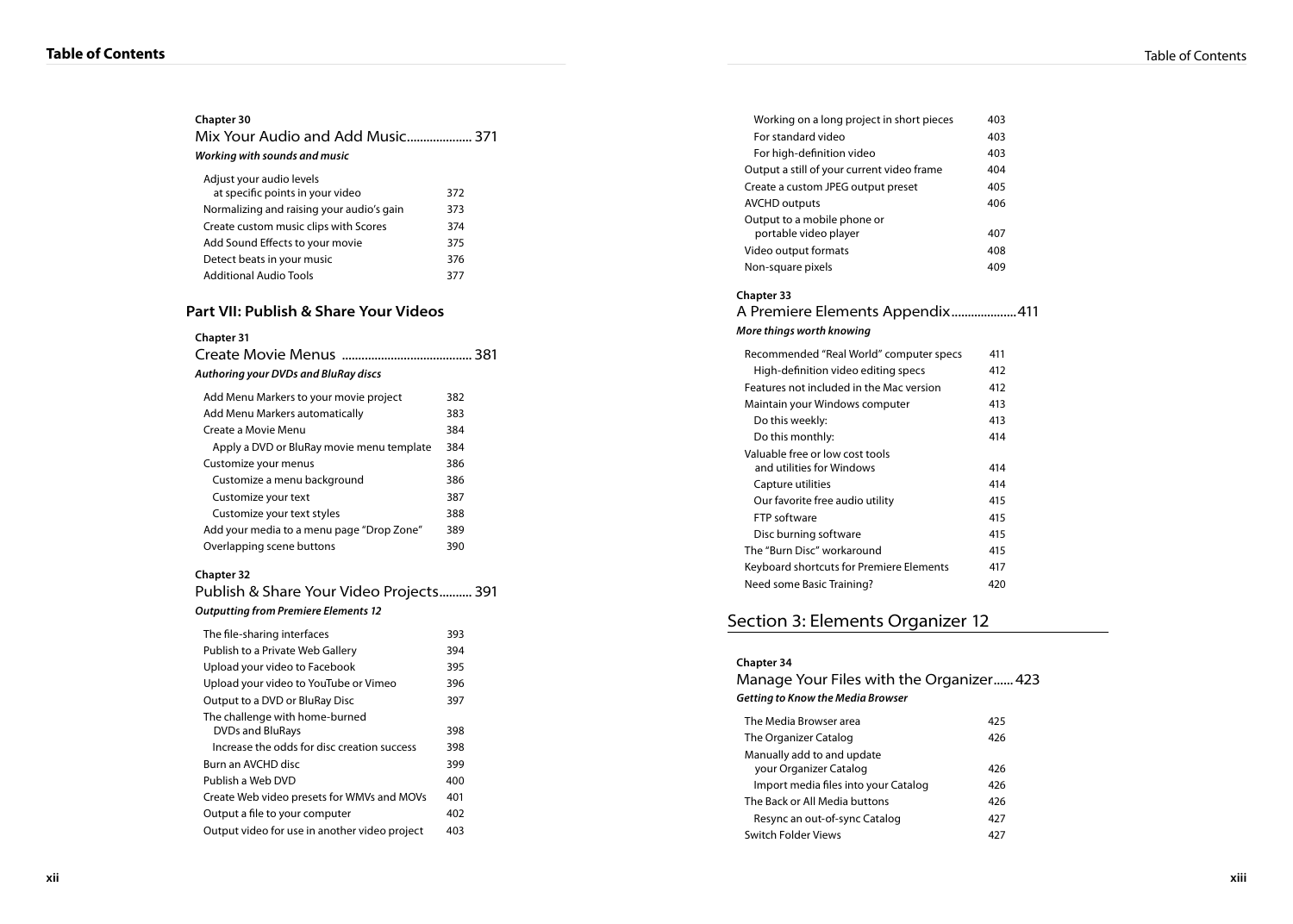**Chapter 30**

## Mix Your Audio and Add Music.................... 371

***Working with sounds and music***

| | |
|---|---|
| Adjust your audio levels at specific points in your video | 372 |
| Normalizing and raising your audio's gain | 373 |
| Create custom music clips with Scores | 374 |
| Add Sound Effects to your movie | 375 |
| Detect beats in your music | 376 |
| Additional Audio Tools | 377 |

# Part VII: Publish & Share Your Videos

**Chapter 31**

## Create Movie Menus ....................................... 381

***Authoring your DVDs and BluRay discs***

| | |
|---|---|
| Add Menu Markers to your movie project | 382 |
| Add Menu Markers automatically | 383 |
| Create a Movie Menu | 384 |
| Apply a DVD or BluRay movie menu template | 384 |
| Customize your menus | 386 |
| Customize a menu background | 386 |
| Customize your text | 387 |
| Customize your text styles | 388 |
| Add your media to a menu page "Drop Zone" | 389 |
| Overlapping scene buttons | 390 |

**Chapter 32**

## Publish & Share Your Video Projects.......... 391

***Outputting from Premiere Elements 12***

| | |
|---|---|
| The file-sharing interfaces | 393 |
| Publish to a Private Web Gallery | 394 |
| Upload your video to Facebook | 395 |
| Upload your video to YouTube or Vimeo | 396 |
| Output to a DVD or BluRay Disc | 397 |
| The challenge with home-burned DVDs and BluRays | 398 |
| Increase the odds for disc creation success | 398 |
| Burn an AVCHD disc | 399 |
| Publish a Web DVD | 400 |
| Create Web video presets for WMVs and MOVs | 401 |
| Output a file to your computer | 402 |
| Output video for use in another video project | 403 |
| Working on a long project in short pieces | 403 |
| For standard video | 403 |
| For high-definition video | 403 |
| Output a still of your current video frame | 404 |
| Create a custom JPEG output preset | 405 |
| AVCHD outputs | 406 |
| Output to a mobile phone or portable video player | 407 |
| Video output formats | 408 |
| Non-square pixels | 409 |

**Chapter 33**

## A Premiere Elements Appendix....................411

***More things worth knowing***

| | |
|---|---|
| Recommended "Real World" computer specs | 411 |
| High-definition video editing specs | 412 |
| Features not included in the Mac version | 412 |
| Maintain your Windows computer | 413 |
| Do this weekly: | 413 |
| Do this monthly: | 414 |
| Valuable free or low cost tools and utilities for Windows | 414 |
| Capture utilities | 414 |
| Our favorite free audio utility | 415 |
| FTP software | 415 |
| Disc burning software | 415 |
| The "Burn Disc" workaround | 415 |
| Keyboard shortcuts for Premiere Elements | 417 |
| Need some Basic Training? | 420 |

# Section 3: Elements Organizer 12

**Chapter 34**

## Manage Your Files with the Organizer...... 423

***Getting to Know the Media Browser***

| | |
|---|---|
| The Media Browser area | 425 |
| The Organizer Catalog | 426 |
| Manually add to and update your Organizer Catalog | 426 |
| Import media files into your Catalog | 426 |
| The Back or All Media buttons | 426 |
| Resync an out-of-sync Catalog | 427 |
| Switch Folder Views | 427 |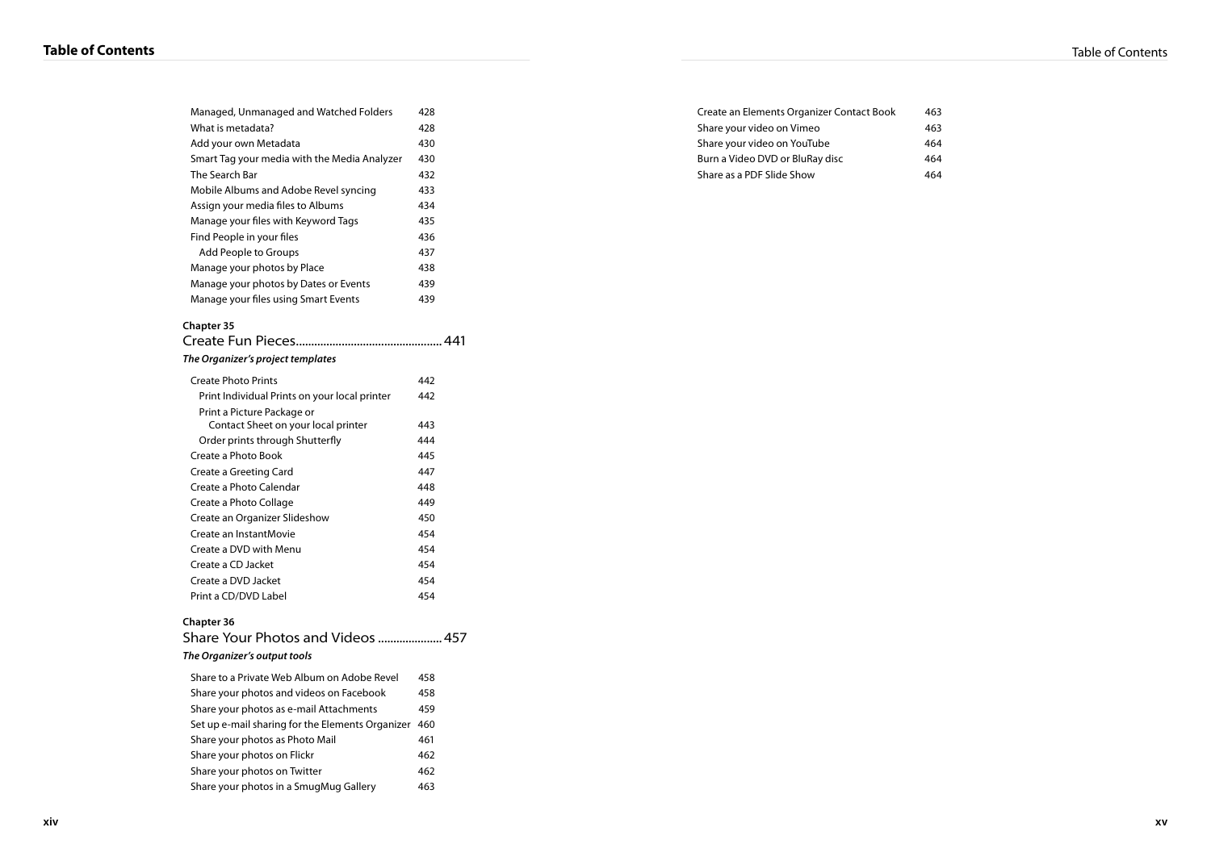| | |
|---|---|
| Managed, Unmanaged and Watched Folders | 428 |
| What is metadata? | 428 |
| Add your own Metadata | 430 |
| Smart Tag your media with the Media Analyzer | 430 |
| The Search Bar | 432 |
| Mobile Albums and Adobe Revel syncing | 433 |
| Assign your media files to Albums | 434 |
| Manage your files with Keyword Tags | 435 |
| Find People in your files | 436 |
| Add People to Groups | 437 |
| Manage your photos by Place | 438 |
| Manage your photos by Dates or Events | 439 |
| Manage your files using Smart Events | 439 |

**Chapter 35**

## Create Fun Pieces............................................... 441

***The Organizer's project templates***

| | |
|---|---|
| Create Photo Prints | 442 |
| Print Individual Prints on your local printer | 442 |
| Print a Picture Package or Contact Sheet on your local printer | 443 |
| Order prints through Shutterfly | 444 |
| Create a Photo Book | 445 |
| Create a Greeting Card | 447 |
| Create a Photo Calendar | 448 |
| Create a Photo Collage | 449 |
| Create an Organizer Slideshow | 450 |
| Create an InstantMovie | 454 |
| Create a DVD with Menu | 454 |
| Create a CD Jacket | 454 |
| Create a DVD Jacket | 454 |
| Print a CD/DVD Label | 454 |

**Chapter 36**

## Share Your Photos and Videos .................... 457

***The Organizer's output tools***

| | |
|---|---|
| Share to a Private Web Album on Adobe Revel | 458 |
| Share your photos and videos on Facebook | 458 |
| Share your photos as e-mail Attachments | 459 |
| Set up e-mail sharing for the Elements Organizer | 460 |
| Share your photos as Photo Mail | 461 |
| Share your photos on Flickr | 462 |
| Share your photos on Twitter | 462 |
| Share your photos in a SmugMug Gallery | 463 |
| Create an Elements Organizer Contact Book | 463 |
| Share your video on Vimeo | 463 |
| Share your video on YouTube | 464 |
| Burn a Video DVD or BluRay disc | 464 |
| Share as a PDF Slide Show | 464 |